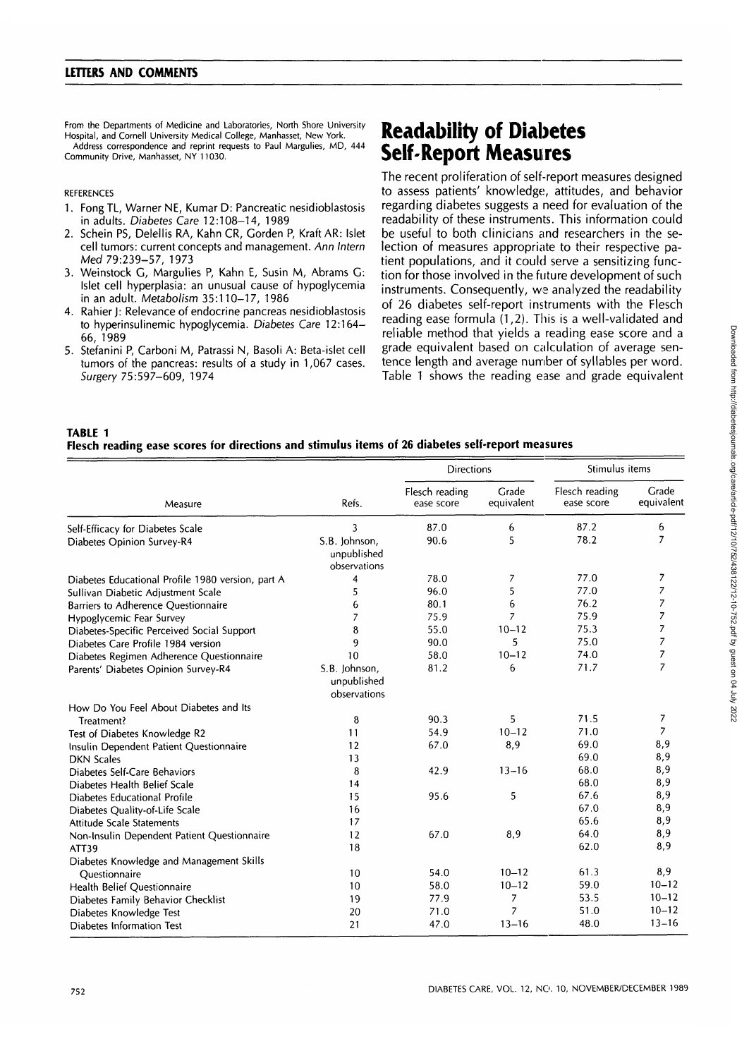From the Departments of Medicine and Laboratories, North Shore University Hospital, and Cornell University Medical College, Manhasset, New York.
Address correspondence and reprint requests to Paul Margulies, MD, 444 Community Drive, Manhasset, NY 11030.

REFERENCES

1. Fong TL, Warner NE, Kumar D: Pancreatic nesidioblastosis in adults. *Diabetes Care* 12:108–14, 1989
2. Schein PS, Delellis RA, Kahn CR, Gorden P, Kraft AR: Islet cell tumors: current concepts and management. *Ann Intern Med* 79:239–57, 1973
3. Weinstock G, Margulies P, Kahn E, Susin M, Abrams G: Islet cell hyperplasia: an unusual cause of hypoglycemia in an adult. *Metabolism* 35:110–17, 1986
4. Rahier J: Relevance of endocrine pancreas nesidioblastosis to hyperinsulinemic hypoglycemia. *Diabetes Care* 12:164–66, 1989
5. Stefanini P, Carboni M, Patrassi N, Basoli A: Beta-islet cell tumors of the pancreas: results of a study in 1,067 cases. *Surgery* 75:597–609, 1974

# Readability of Diabetes Self-Report Measures

The recent proliferation of self-report measures designed to assess patients' knowledge, attitudes, and behavior regarding diabetes suggests a need for evaluation of the readability of these instruments. This information could be useful to both clinicians and researchers in the selection of measures appropriate to their respective patient populations, and it could serve a sensitizing function for those involved in the future development of such instruments. Consequently, we analyzed the readability of 26 diabetes self-report instruments with the Flesch reading ease formula (1,2). This is a well-validated and reliable method that yields a reading ease score and a grade equivalent based on calculation of average sentence length and average number of syllables per word. Table 1 shows the reading ease and grade equivalent

**TABLE 1**
**Flesch reading ease scores for directions and stimulus items of 26 diabetes self-report measures**

| | | Directions | | Stimulus items | |
|---|---|---|---|---|---|
| Measure | Refs. | Flesch reading ease score | Grade equivalent | Flesch reading ease score | Grade equivalent |
| Self-Efficacy for Diabetes Scale | 3 | 87.0 | 6 | 87.2 | 6 |
| Diabetes Opinion Survey-R4 | S.B. Johnson, unpublished observations | 90.6 | 5 | 78.2 | 7 |
| Diabetes Educational Profile 1980 version, part A | 4 | 78.0 | 7 | 77.0 | 7 |
| Sullivan Diabetic Adjustment Scale | 5 | 96.0 | 5 | 77.0 | 7 |
| Barriers to Adherence Questionnaire | 6 | 80.1 | 6 | 76.2 | 7 |
| Hypoglycemic Fear Survey | 7 | 75.9 | 7 | 75.9 | 7 |
| Diabetes-Specific Perceived Social Support | 8 | 55.0 | 10–12 | 75.3 | 7 |
| Diabetes Care Profile 1984 version | 9 | 90.0 | 5 | 75.0 | 7 |
| Diabetes Regimen Adherence Questionnaire | 10 | 58.0 | 10–12 | 74.0 | 7 |
| Parents' Diabetes Opinion Survey-R4 | S.B. Johnson, unpublished observations | 81.2 | 6 | 71.7 | 7 |
| How Do You Feel About Diabetes and Its Treatment? | 8 | 90.3 | 5 | 71.5 | 7 |
| Test of Diabetes Knowledge R2 | 11 | 54.9 | 10–12 | 71.0 | 7 |
| Insulin Dependent Patient Questionnaire | 12 | 67.0 | 8,9 | 69.0 | 8,9 |
| DKN Scales | 13 | | | 69.0 | 8,9 |
| Diabetes Self-Care Behaviors | 8 | 42.9 | 13–16 | 68.0 | 8,9 |
| Diabetes Health Belief Scale | 14 | | | 68.0 | 8,9 |
| Diabetes Educational Profile | 15 | 95.6 | 5 | 67.6 | 8,9 |
| Diabetes Quality-of-Life Scale | 16 | | | 67.0 | 8,9 |
| Attitude Scale Statements | 17 | | | 65.6 | 8,9 |
| Non-Insulin Dependent Patient Questionnaire | 12 | 67.0 | 8,9 | 64.0 | 8,9 |
| ATT39 | 18 | | | 62.0 | 8,9 |
| Diabetes Knowledge and Management Skills Questionnaire | 10 | 54.0 | 10–12 | 61.3 | 8,9 |
| Health Belief Questionnaire | 10 | 58.0 | 10–12 | 59.0 | 10–12 |
| Diabetes Family Behavior Checklist | 19 | 77.9 | 7 | 53.5 | 10–12 |
| Diabetes Knowledge Test | 20 | 71.0 | 7 | 51.0 | 10–12 |
| Diabetes Information Test | 21 | 47.0 | 13–16 | 48.0 | 13–16 |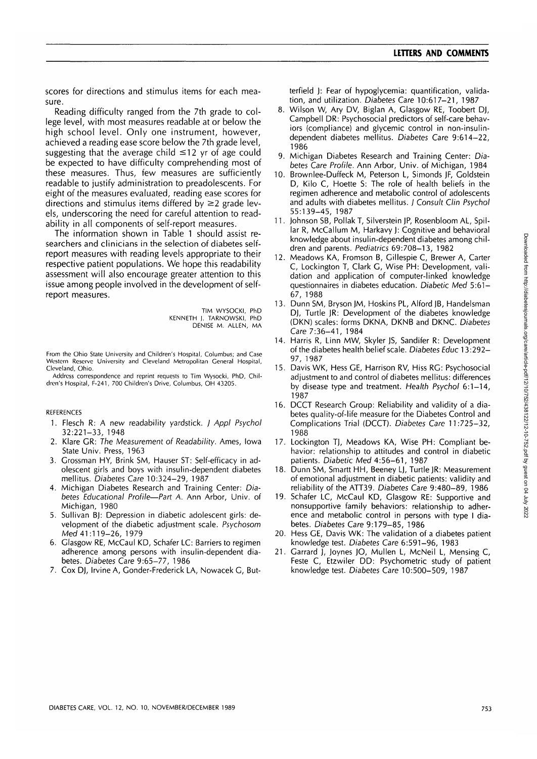scores for directions and stimulus items for each measure.

Reading difficulty ranged from the 7th grade to college level, with most measures readable at or below the high school level. Only one instrument, however, achieved a reading ease score below the 7th grade level, suggesting that the average child $\leq 12$ yr of age could be expected to have difficulty comprehending most of these measures. Thus, few measures are sufficiently readable to justify administration to preadolescents. For eight of the measures evaluated, reading ease scores for directions and stimulus items differed by $\geq 2$ grade levels, underscoring the need for careful attention to readability in all components of self-report measures.

The information shown in Table 1 should assist researchers and clinicians in the selection of diabetes self-report measures with reading levels appropriate to their respective patient populations. We hope this readability assessment will also encourage greater attention to this issue among people involved in the development of self-report measures.

TIM WYSOCKI, PhD
KENNETH J. TARNOWSKI, PhD
DENISE M. ALLEN, MA

From the Ohio State University and Children's Hospital, Columbus; and Case Western Reserve University and Cleveland Metropolitan General Hospital, Cleveland, Ohio.

Address correspondence and reprint requests to Tim Wysocki, PhD, Children's Hospital, F-241, 700 Children's Drive, Columbus, OH 43205.

REFERENCES

1. Flesch R: A new readability yardstick. *J Appl Psychol* 32:221–33, 1948
2. Klare GR: *The Measurement of Readability*. Ames, Iowa State Univ. Press, 1963
3. Grossman HY, Brink SM, Hauser ST: Self-efficacy in adolescent girls and boys with insulin-dependent diabetes mellitus. *Diabetes Care* 10:324–29, 1987
4. Michigan Diabetes Research and Training Center: *Diabetes Educational Profile—Part A*. Ann Arbor, Univ. of Michigan, 1980
5. Sullivan BJ: Depression in diabetic adolescent girls: development of the diabetic adjustment scale. *Psychosom Med* 41:119–26, 1979
6. Glasgow RE, McCaul KD, Schafer LC: Barriers to regimen adherence among persons with insulin-dependent diabetes. *Diabetes Care* 9:65–77, 1986
7. Cox DJ, Irvine A, Gonder-Frederick LA, Nowacek G, Butterfield J: Fear of hypoglycemia: quantification, validation, and utilization. *Diabetes Care* 10:617–21, 1987
8. Wilson W, Ary DV, Biglan A, Glasgow RE, Toobert DJ, Campbell DR: Psychosocial predictors of self-care behaviors (compliance) and glycemic control in non-insulin-dependent diabetes mellitus. *Diabetes Care* 9:614–22, 1986
9. Michigan Diabetes Research and Training Center: *Diabetes Care Profile*. Ann Arbor, Univ. of Michigan, 1984
10. Brownlee-Duffeck M, Peterson L, Simonds JF, Goldstein D, Kilo C, Hoette S: The role of health beliefs in the regimen adherence and metabolic control of adolescents and adults with diabetes mellitus. *J Consult Clin Psychol* 55:139–45, 1987
11. Johnson SB, Pollak T, Silverstein JP, Rosenbloom AL, Spillar R, McCallum M, Harkavy J: Cognitive and behavioral knowledge about insulin-dependent diabetes among children and parents. *Pediatrics* 69:708–13, 1982
12. Meadows KA, Fromson B, Gillespie C, Brewer A, Carter C, Lockington T, Clark G, Wise PH: Development, validation and application of computer-linked knowledge questionnaires in diabetes education. *Diabetic Med* 5:61–67, 1988
13. Dunn SM, Bryson JM, Hoskins PL, Alford JB, Handelsman DJ, Turtle JR: Development of the diabetes knowledge (DKN) scales: forms DKNA, DKNB and DKNC. *Diabetes Care* 7:36–41, 1984
14. Harris R, Linn MW, Skyler JS, Sandifer R: Development of the diabetes health belief scale. *Diabetes Educ* 13:292–97, 1987
15. Davis WK, Hess GE, Harrison RV, Hiss RG: Psychosocial adjustment to and control of diabetes mellitus: differences by disease type and treatment. *Health Psychol* 6:1–14, 1987
16. DCCT Research Group: Reliability and validity of a diabetes quality-of-life measure for the Diabetes Control and Complications Trial (DCCT). *Diabetes Care* 11:725–32, 1988
17. Lockington TJ, Meadows KA, Wise PH: Compliant behavior: relationship to attitudes and control in diabetic patients. *Diabetic Med* 4:56–61, 1987
18. Dunn SM, Smartt HH, Beeney LJ, Turtle JR: Measurement of emotional adjustment in diabetic patients: validity and reliability of the ATT39. *Diabetes Care* 9:480–89, 1986
19. Schafer LC, McCaul KD, Glasgow RE: Supportive and nonsupportive family behaviors: relationship to adherence and metabolic control in persons with type I diabetes. *Diabetes Care* 9:179–85, 1986
20. Hess GE, Davis WK: The validation of a diabetes patient knowledge test. *Diabetes Care* 6:591–96, 1983
21. Garrard J, Joynes JO, Mullen L, McNeil L, Mensing C, Feste C, Etzwiler DD: Psychometric study of patient knowledge test. *Diabetes Care* 10:500–509, 1987